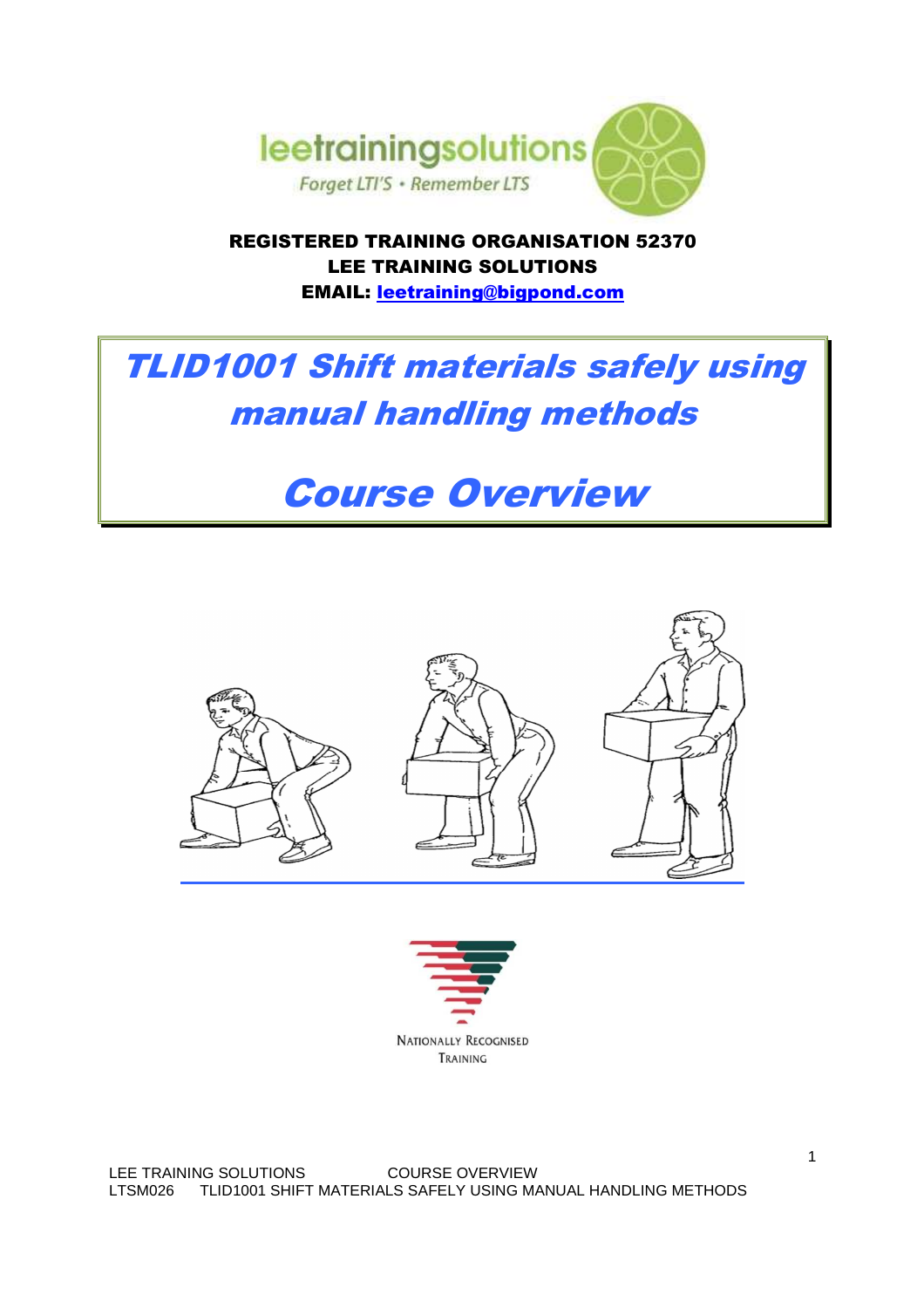leetrainingsolutions

Forget LTI'S • Remember LTS

**REGISTERED TRAINING ORGANISATION 52370**
**LEE TRAINING SOLUTIONS**
**EMAIL: leetraining@bigpond.com**

# *TLID1001 Shift materials safely using manual handling methods*

# *Course Overview*

NATIONALLY RECOGNISED TRAINING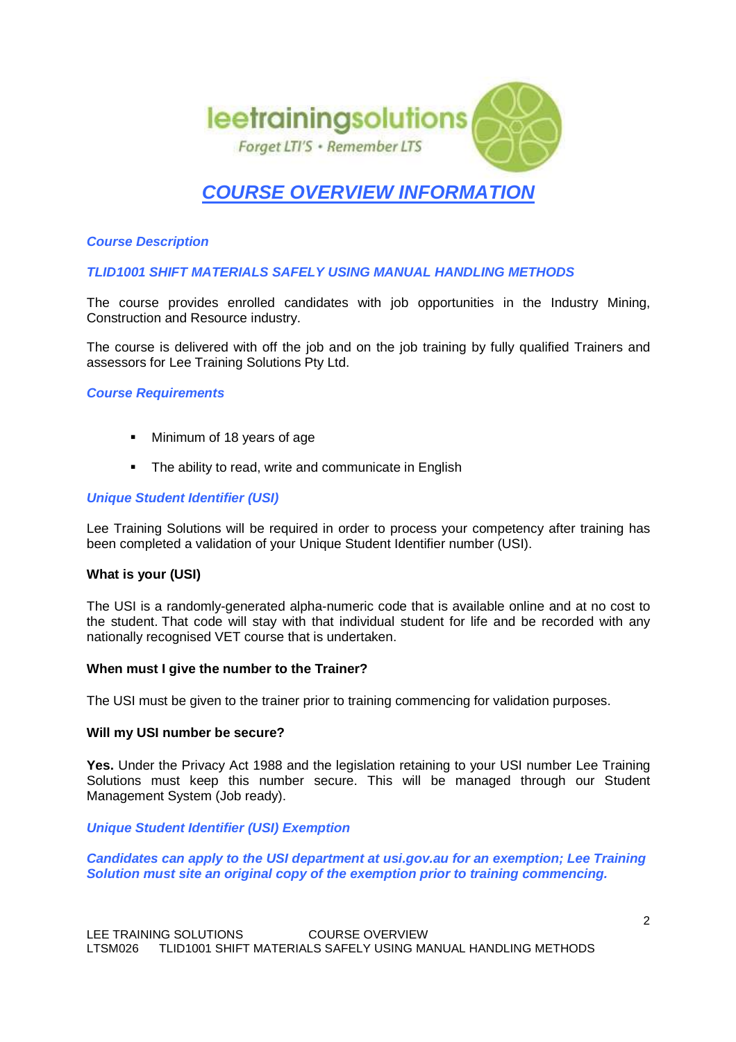leetrainingsolutions

Forget LTI'S • Remember LTS

# COURSE OVERVIEW INFORMATION

### *Course Description*

### *TLID1001 SHIFT MATERIALS SAFELY USING MANUAL HANDLING METHODS*

The course provides enrolled candidates with job opportunities in the Industry Mining, Construction and Resource industry.

The course is delivered with off the job and on the job training by fully qualified Trainers and assessors for Lee Training Solutions Pty Ltd.

### *Course Requirements*

- Minimum of 18 years of age
- The ability to read, write and communicate in English

### *Unique Student Identifier (USI)*

Lee Training Solutions will be required in order to process your competency after training has been completed a validation of your Unique Student Identifier number (USI).

**What is your (USI)**

The USI is a randomly-generated alpha-numeric code that is available online and at no cost to the student. That code will stay with that individual student for life and be recorded with any nationally recognised VET course that is undertaken.

**When must I give the number to the Trainer?**

The USI must be given to the trainer prior to training commencing for validation purposes.

**Will my USI number be secure?**

**Yes.** Under the Privacy Act 1988 and the legislation retaining to your USI number Lee Training Solutions must keep this number secure. This will be managed through our Student Management System (Job ready).

### *Unique Student Identifier (USI) Exemption*

***Candidates can apply to the USI department at usi.gov.au for an exemption; Lee Training Solution must site an original copy of the exemption prior to training commencing.***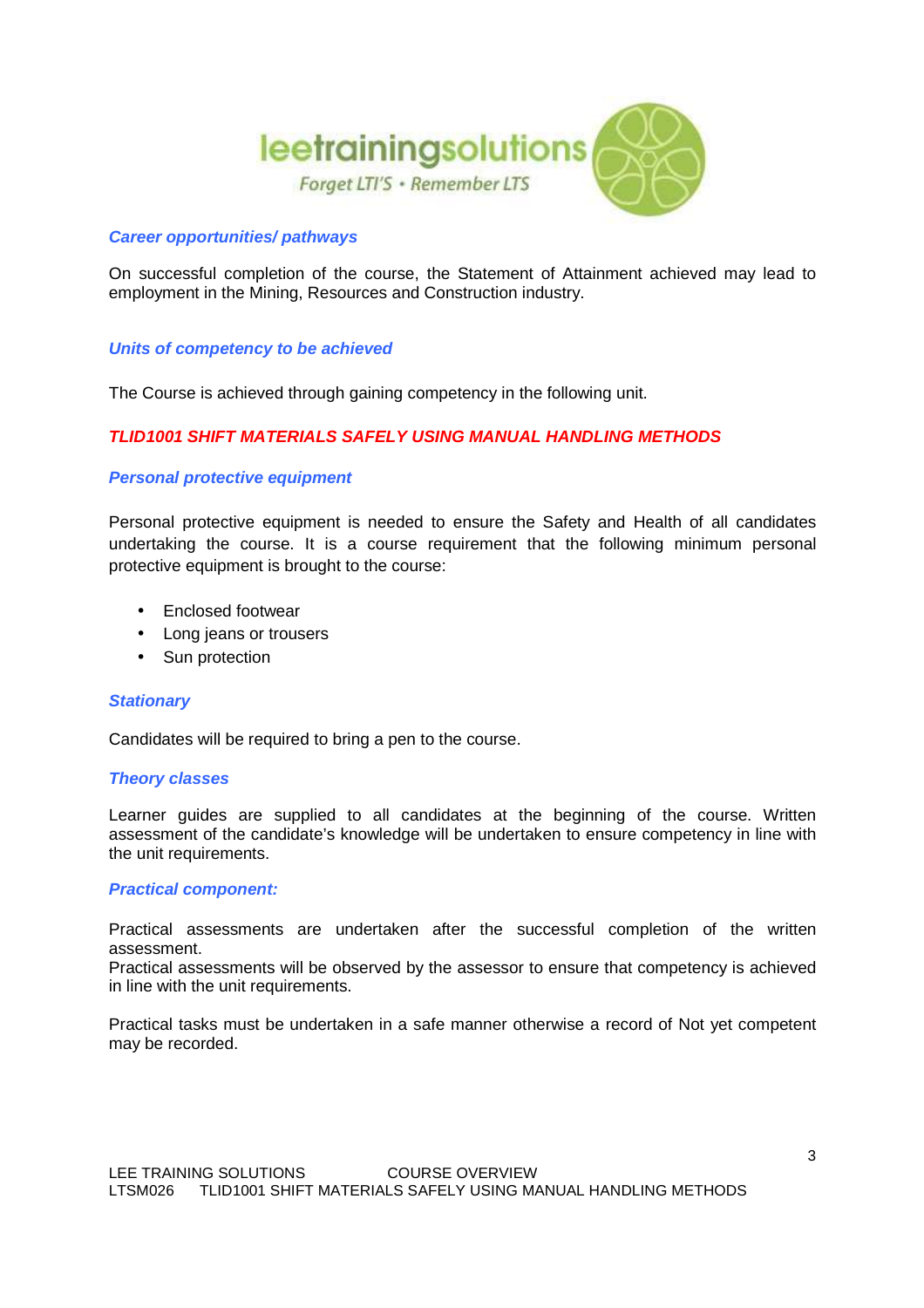### *Career opportunities/ pathways*

On successful completion of the course, the Statement of Attainment achieved may lead to employment in the Mining, Resources and Construction industry.

### *Units of competency to be achieved*

The Course is achieved through gaining competency in the following unit.

***TLID1001 SHIFT MATERIALS SAFELY USING MANUAL HANDLING METHODS***

### *Personal protective equipment*

Personal protective equipment is needed to ensure the Safety and Health of all candidates undertaking the course. It is a course requirement that the following minimum personal protective equipment is brought to the course:

- Enclosed footwear
- Long jeans or trousers
- Sun protection

### *Stationary*

Candidates will be required to bring a pen to the course.

### *Theory classes*

Learner guides are supplied to all candidates at the beginning of the course. Written assessment of the candidate's knowledge will be undertaken to ensure competency in line with the unit requirements.

### *Practical component:*

Practical assessments are undertaken after the successful completion of the written assessment.
Practical assessments will be observed by the assessor to ensure that competency is achieved in line with the unit requirements.

Practical tasks must be undertaken in a safe manner otherwise a record of Not yet competent may be recorded.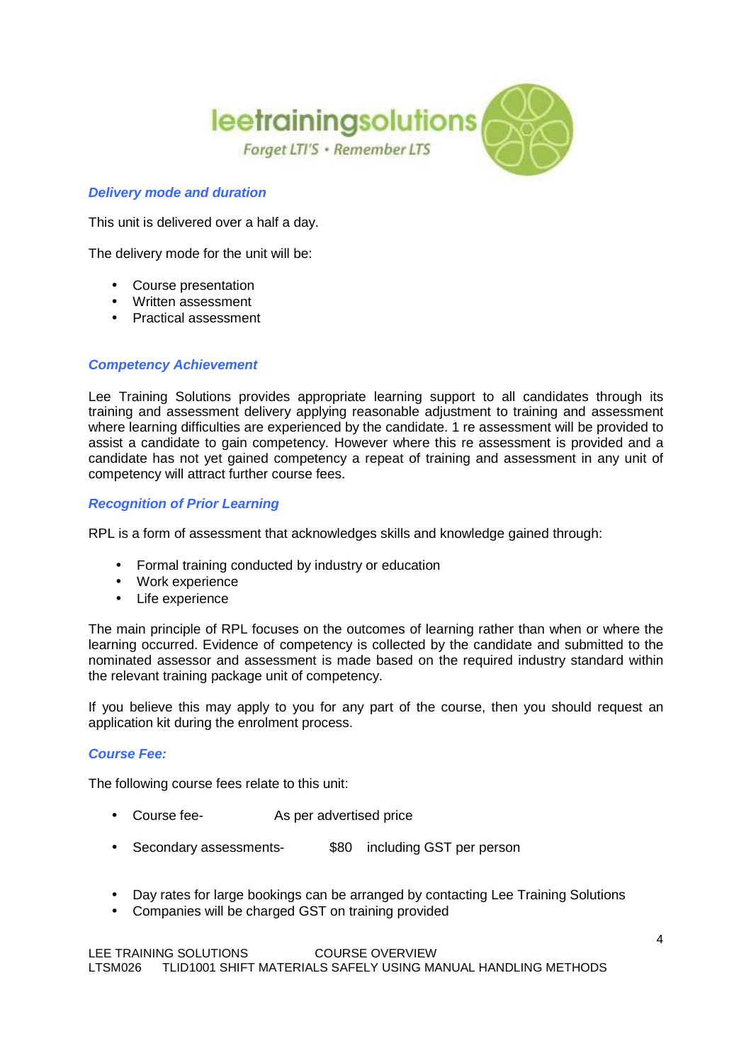### *Delivery mode and duration*

This unit is delivered over a half a day.

The delivery mode for the unit will be:

- Course presentation
- Written assessment
- Practical assessment

### *Competency Achievement*

Lee Training Solutions provides appropriate learning support to all candidates through its training and assessment delivery applying reasonable adjustment to training and assessment where learning difficulties are experienced by the candidate. 1 re assessment will be provided to assist a candidate to gain competency. However where this re assessment is provided and a candidate has not yet gained competency a repeat of training and assessment in any unit of competency will attract further course fees.

### *Recognition of Prior Learning*

RPL is a form of assessment that acknowledges skills and knowledge gained through:

- Formal training conducted by industry or education
- Work experience
- Life experience

The main principle of RPL focuses on the outcomes of learning rather than when or where the learning occurred. Evidence of competency is collected by the candidate and submitted to the nominated assessor and assessment is made based on the required industry standard within the relevant training package unit of competency.

If you believe this may apply to you for any part of the course, then you should request an application kit during the enrolment process.

### *Course Fee:*

The following course fees relate to this unit:

- Course fee- As per advertised price
- Secondary assessments- $80 including GST per person

- Day rates for large bookings can be arranged by contacting Lee Training Solutions
- Companies will be charged GST on training provided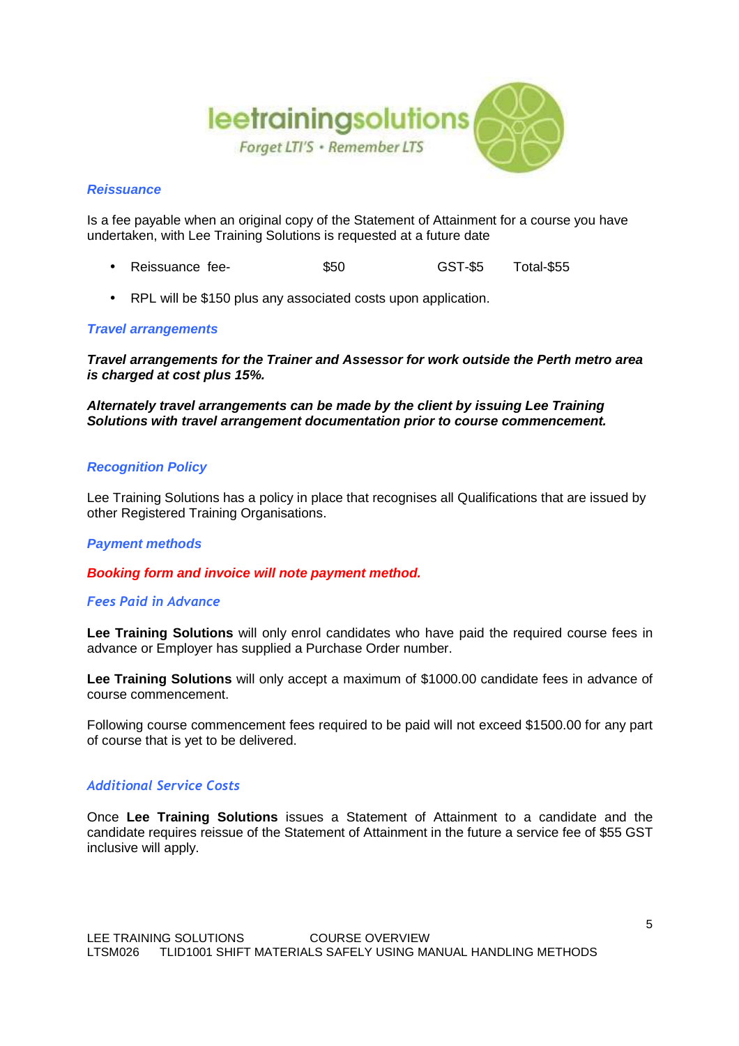### *Reissuance*

Is a fee payable when an original copy of the Statement of Attainment for a course you have undertaken, with Lee Training Solutions is requested at a future date

- Reissuance fee- $50 GST-$5 Total-$55
- RPL will be $150 plus any associated costs upon application.

### *Travel arrangements*

***Travel arrangements for the Trainer and Assessor for work outside the Perth metro area is charged at cost plus 15%.***

***Alternately travel arrangements can be made by the client by issuing Lee Training Solutions with travel arrangement documentation prior to course commencement.***

### *Recognition Policy*

Lee Training Solutions has a policy in place that recognises all Qualifications that are issued by other Registered Training Organisations.

### *Payment methods*

***Booking form and invoice will note payment method.***

### *Fees Paid in Advance*

**Lee Training Solutions** will only enrol candidates who have paid the required course fees in advance or Employer has supplied a Purchase Order number.

**Lee Training Solutions** will only accept a maximum of $1000.00 candidate fees in advance of course commencement.

Following course commencement fees required to be paid will not exceed $1500.00 for any part of course that is yet to be delivered.

### *Additional Service Costs*

Once **Lee Training Solutions** issues a Statement of Attainment to a candidate and the candidate requires reissue of the Statement of Attainment in the future a service fee of $55 GST inclusive will apply.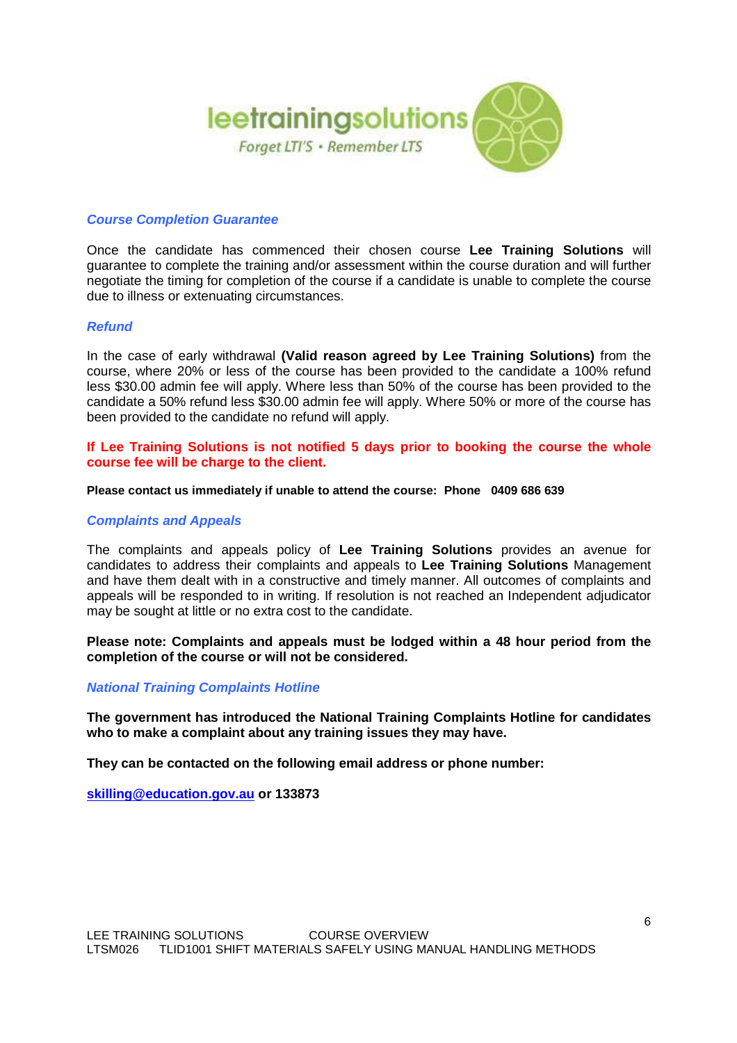leetrainingsolutions

Forget LTI'S • Remember LTS

## Course Completion Guarantee

Once the candidate has commenced their chosen course **Lee Training Solutions** will guarantee to complete the training and/or assessment within the course duration and will further negotiate the timing for completion of the course if a candidate is unable to complete the course due to illness or extenuating circumstances.

## Refund

In the case of early withdrawal **(Valid reason agreed by Lee Training Solutions)** from the course, where 20% or less of the course has been provided to the candidate a 100% refund less $30.00 admin fee will apply. Where less than 50% of the course has been provided to the candidate a 50% refund less $30.00 admin fee will apply. Where 50% or more of the course has been provided to the candidate no refund will apply.

**If Lee Training Solutions is not notified 5 days prior to booking the course the whole course fee will be charge to the client.**

**Please contact us immediately if unable to attend the course: Phone 0409 686 639**

## Complaints and Appeals

The complaints and appeals policy of **Lee Training Solutions** provides an avenue for candidates to address their complaints and appeals to **Lee Training Solutions** Management and have them dealt with in a constructive and timely manner. All outcomes of complaints and appeals will be responded to in writing. If resolution is not reached an Independent adjudicator may be sought at little or no extra cost to the candidate.

**Please note: Complaints and appeals must be lodged within a 48 hour period from the completion of the course or will not be considered.**

## National Training Complaints Hotline

**The government has introduced the National Training Complaints Hotline for candidates who to make a complaint about any training issues they may have.**

**They can be contacted on the following email address or phone number:**

**skilling@education.gov.au or 133873**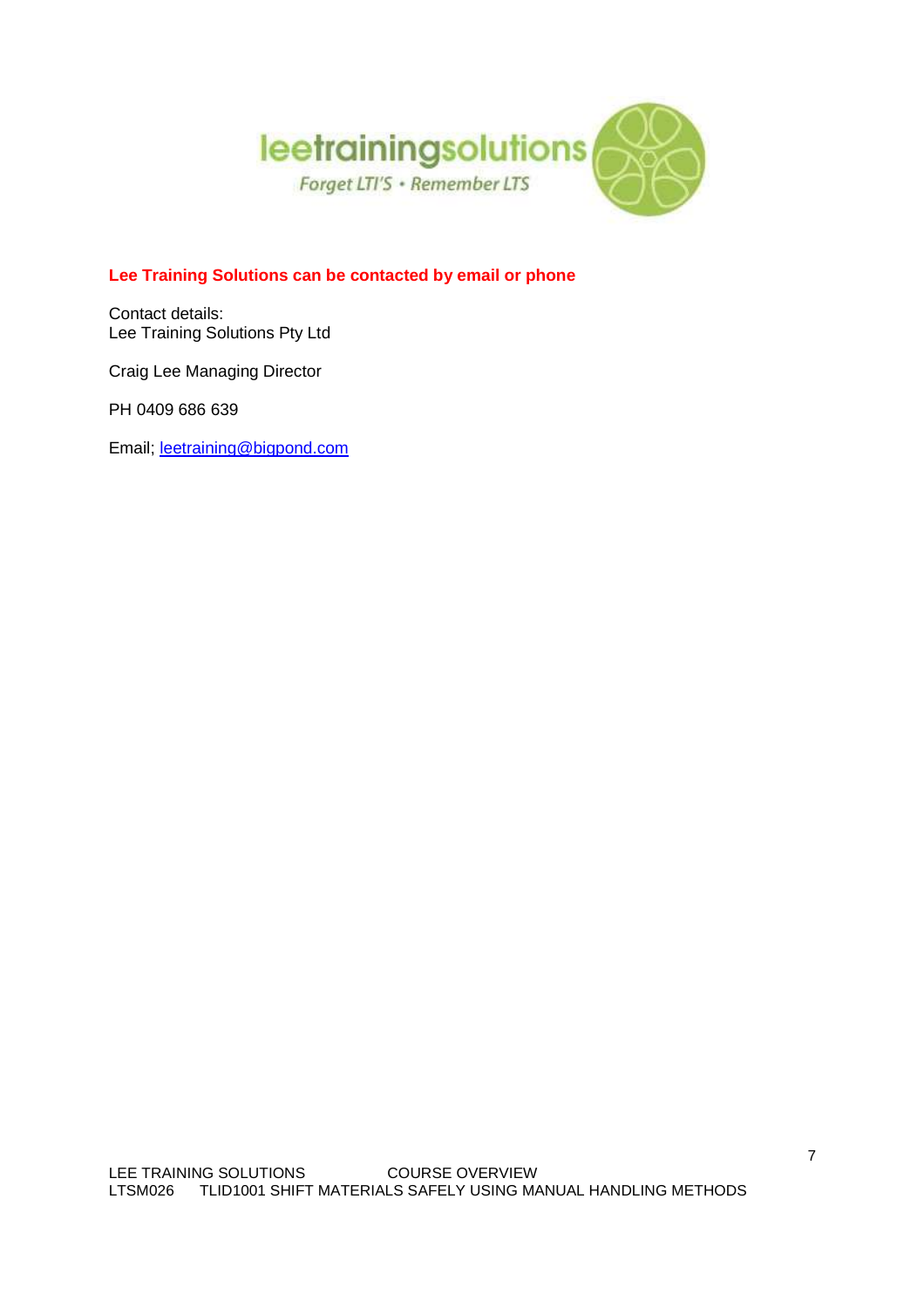leetrainingsolutions

*Forget LTI'S • Remember LTS*

**Lee Training Solutions can be contacted by email or phone**

Contact details:
Lee Training Solutions Pty Ltd

Craig Lee Managing Director

PH 0409 686 639

Email; leetraining@bigpond.com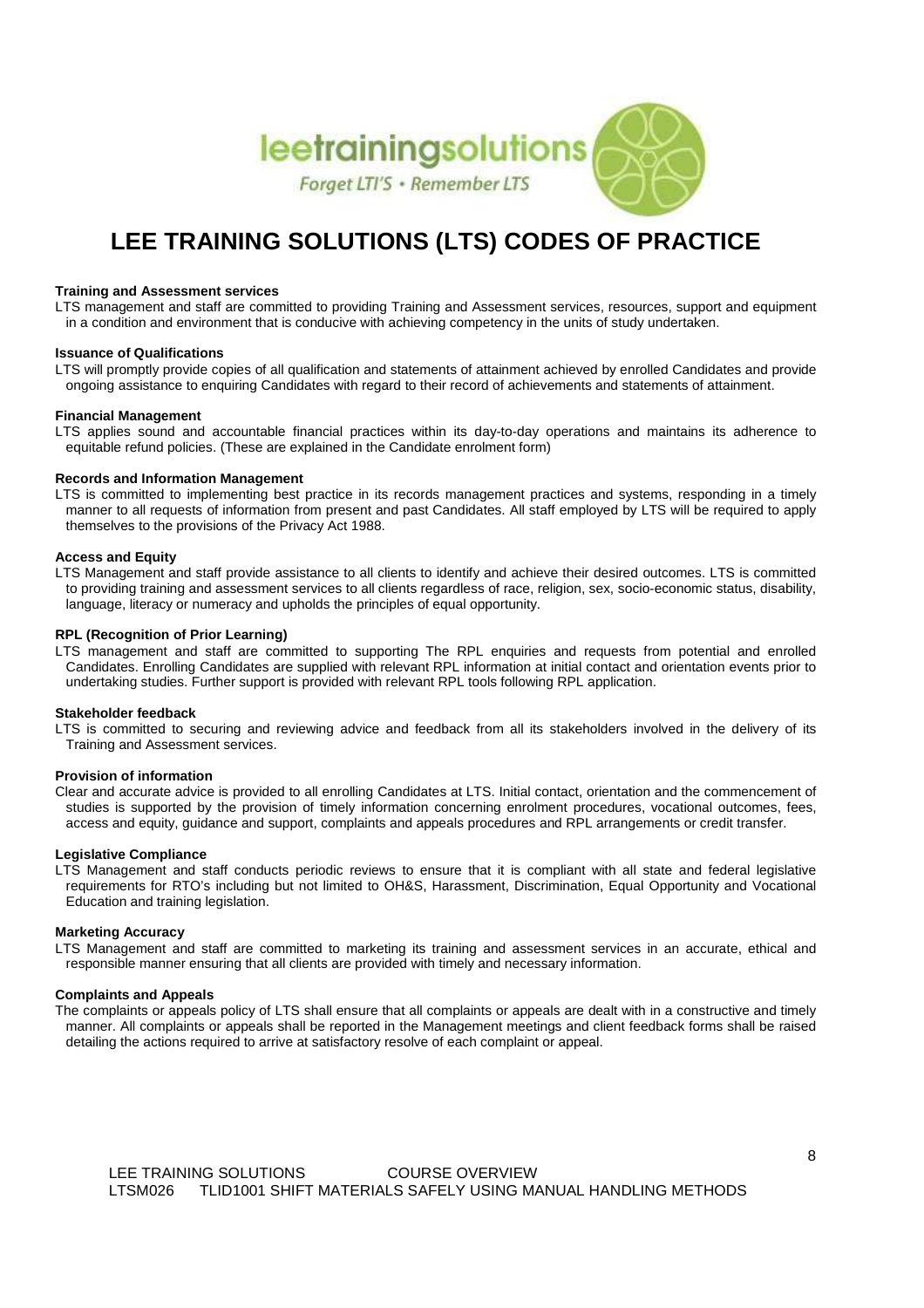leetrainingsolutions

*Forget LTI'S • Remember LTS*

# LEE TRAINING SOLUTIONS (LTS) CODES OF PRACTICE

**Training and Assessment services**

LTS management and staff are committed to providing Training and Assessment services, resources, support and equipment in a condition and environment that is conducive with achieving competency in the units of study undertaken.

**Issuance of Qualifications**

LTS will promptly provide copies of all qualification and statements of attainment achieved by enrolled Candidates and provide ongoing assistance to enquiring Candidates with regard to their record of achievements and statements of attainment.

**Financial Management**

LTS applies sound and accountable financial practices within its day-to-day operations and maintains its adherence to equitable refund policies. (These are explained in the Candidate enrolment form)

**Records and Information Management**

LTS is committed to implementing best practice in its records management practices and systems, responding in a timely manner to all requests of information from present and past Candidates. All staff employed by LTS will be required to apply themselves to the provisions of the Privacy Act 1988.

**Access and Equity**

LTS Management and staff provide assistance to all clients to identify and achieve their desired outcomes. LTS is committed to providing training and assessment services to all clients regardless of race, religion, sex, socio-economic status, disability, language, literacy or numeracy and upholds the principles of equal opportunity.

**RPL (Recognition of Prior Learning)**

LTS management and staff are committed to supporting The RPL enquiries and requests from potential and enrolled Candidates. Enrolling Candidates are supplied with relevant RPL information at initial contact and orientation events prior to undertaking studies. Further support is provided with relevant RPL tools following RPL application.

**Stakeholder feedback**

LTS is committed to securing and reviewing advice and feedback from all its stakeholders involved in the delivery of its Training and Assessment services.

**Provision of information**

Clear and accurate advice is provided to all enrolling Candidates at LTS. Initial contact, orientation and the commencement of studies is supported by the provision of timely information concerning enrolment procedures, vocational outcomes, fees, access and equity, guidance and support, complaints and appeals procedures and RPL arrangements or credit transfer.

**Legislative Compliance**

LTS Management and staff conducts periodic reviews to ensure that it is compliant with all state and federal legislative requirements for RTO's including but not limited to OH&S, Harassment, Discrimination, Equal Opportunity and Vocational Education and training legislation.

**Marketing Accuracy**

LTS Management and staff are committed to marketing its training and assessment services in an accurate, ethical and responsible manner ensuring that all clients are provided with timely and necessary information.

**Complaints and Appeals**

The complaints or appeals policy of LTS shall ensure that all complaints or appeals are dealt with in a constructive and timely manner. All complaints or appeals shall be reported in the Management meetings and client feedback forms shall be raised detailing the actions required to arrive at satisfactory resolve of each complaint or appeal.